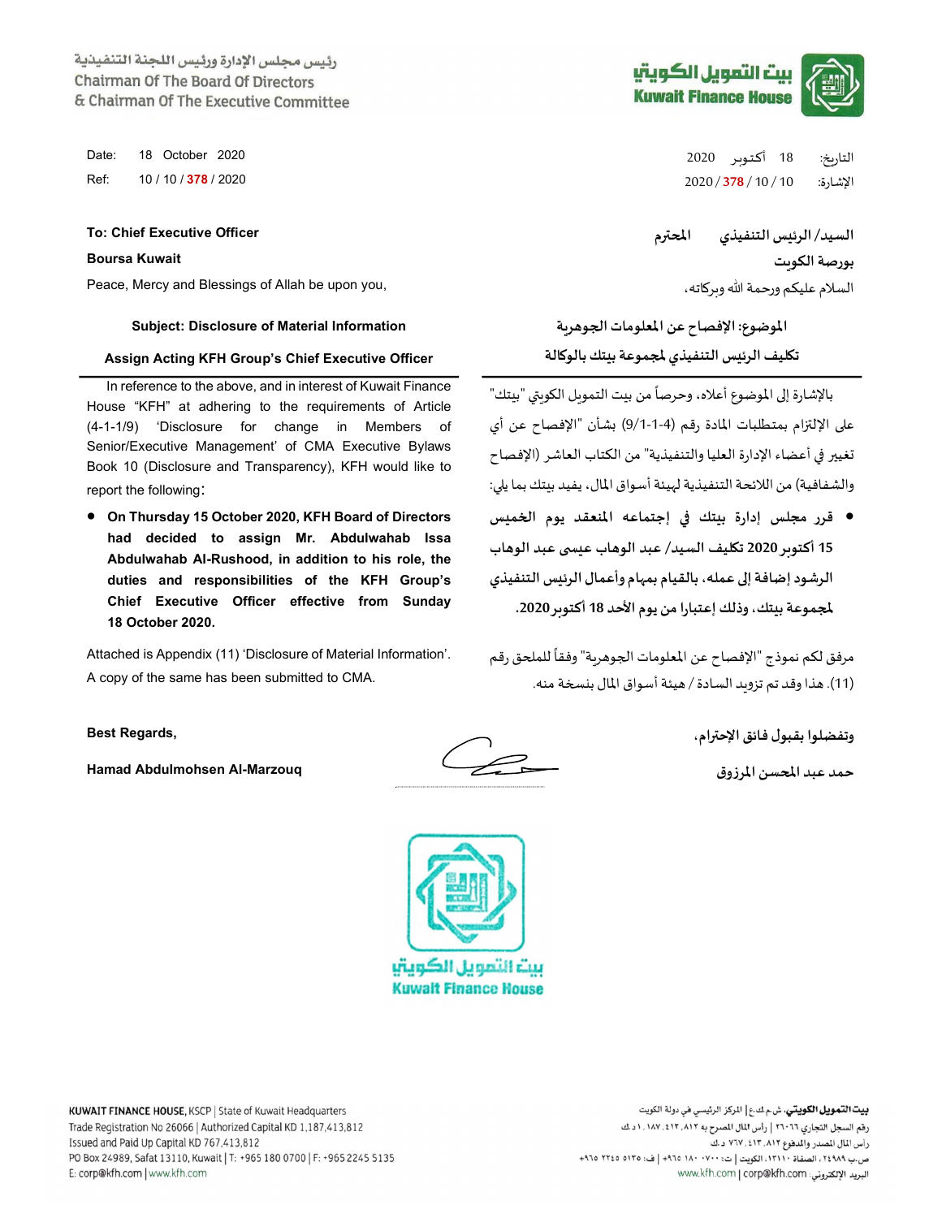رئيس مجلس الإدارة ورئيس اللجنة التنفيذية
Chairman Of The Board Of Directors
& Chairman Of The Executive Committee

بيت التمويل الكويتي
Kuwait Finance House

Date: 18 October 2020
Ref: 10 / 10 / 378 / 2020

التاريخ: 18 أكتوبر 2020
الإشارة: 10 / 10 / 378 / 2020

**To: Chief Executive Officer**

**Boursa Kuwait**

Peace, Mercy and Blessings of Allah be upon you,

**Subject: Disclosure of Material Information**

**Assign Acting KFH Group's Chief Executive Officer**

In reference to the above, and in interest of Kuwait Finance House "KFH" at adhering to the requirements of Article (4-1-1/9) 'Disclosure for change in Members of Senior/Executive Management' of CMA Executive Bylaws Book 10 (Disclosure and Transparency), KFH would like to report the following:

- **On Thursday 15 October 2020, KFH Board of Directors had decided to assign Mr. Abdulwahab Issa Abdulwahab Al-Rushood, in addition to his role, the duties and responsibilities of the KFH Group's Chief Executive Officer effective from Sunday 18 October 2020.**

Attached is Appendix (11) 'Disclosure of Material Information'. A copy of the same has been submitted to CMA.

**Best Regards,**

**Hamad Abdulmohsen Al-Marzouq**

**السيد/ الرئيس التنفيذي المحترم**

**بورصة الكويت**

السلام عليكم ورحمة الله وبركاته،

**الموضوع: الإفصاح عن المعلومات الجوهرية**

**تكليف الرئيس التنفيذي لمجموعة بيتك بالوكالة**

بالإشارة إلى الموضوع أعلاه، وحرصاً من بيت التمويل الكويتي "بيتك" على الإلتزام بمتطلبات المادة رقم (4-1-1/9) بشأن "الإفصاح عن أي تغيير في أعضاء الإدارة العليا والتنفيذية" من الكتاب العاشر (الإفصاح والشفافية) من اللائحة التنفيذية لهيئة أسواق المال، يفيد بيتك بما يلي:

- **قرر مجلس إدارة بيتك في إجتماعه المنعقد يوم الخميس 15 أكتوبر 2020 تكليف السيد/ عبد الوهاب عيسى عبد الوهاب الرشود إضافة إلى عمله، بالقيام بمهام وأعمال الرئيس التنفيذي لمجموعة بيتك، وذلك إعتبارا من يوم الأحد 18 أكتوبر 2020.**

مرفق لكم نموذج "الإفصاح عن المعلومات الجوهرية" وفقاً للملحق رقم (11). هذا وقد تم تزويد السادة / هيئة أسواق المال بنسخة منه.

**وتفضلوا بقبول فائق الإحترام،**

**حمد عبد المحسن المرزوق**

بيت التمويل الكويتي
Kuwait Finance House

KUWAIT FINANCE HOUSE, KSCP | State of Kuwait Headquarters
Trade Registration No 26066 | Authorized Capital KD 1,187,413,812
Issued and Paid Up Capital KD 767,413,812
PO Box 24989, Safat 13110, Kuwait | T: +965 180 0700 | F: +965 2245 5135
E: corp@kfh.com | www.kfh.com

بيت التمويل الكويتي، ش.م.ك.ع | المركز الرئيسي في دولة الكويت
رقم السجل التجاري ٢٦٠٦٦ | رأس المال المصرح به ١,١٨٧,٤١٣,٨١٢ د.ك
رأس المال المصدر والمدفوع ٧٦٧,٤١٣,٨١٢ د.ك
ص.ب ٢٤٩٨٩، الصفاة ١٣١١٠، الكويت | ت: ٠٧٠٠ ١٨٠ ٩٦٥+ | ف: ٥١٣٥ ٢٢٤٥ ٩٦٥+
البريد الإلكتروني: corp@kfh.com | www.kfh.com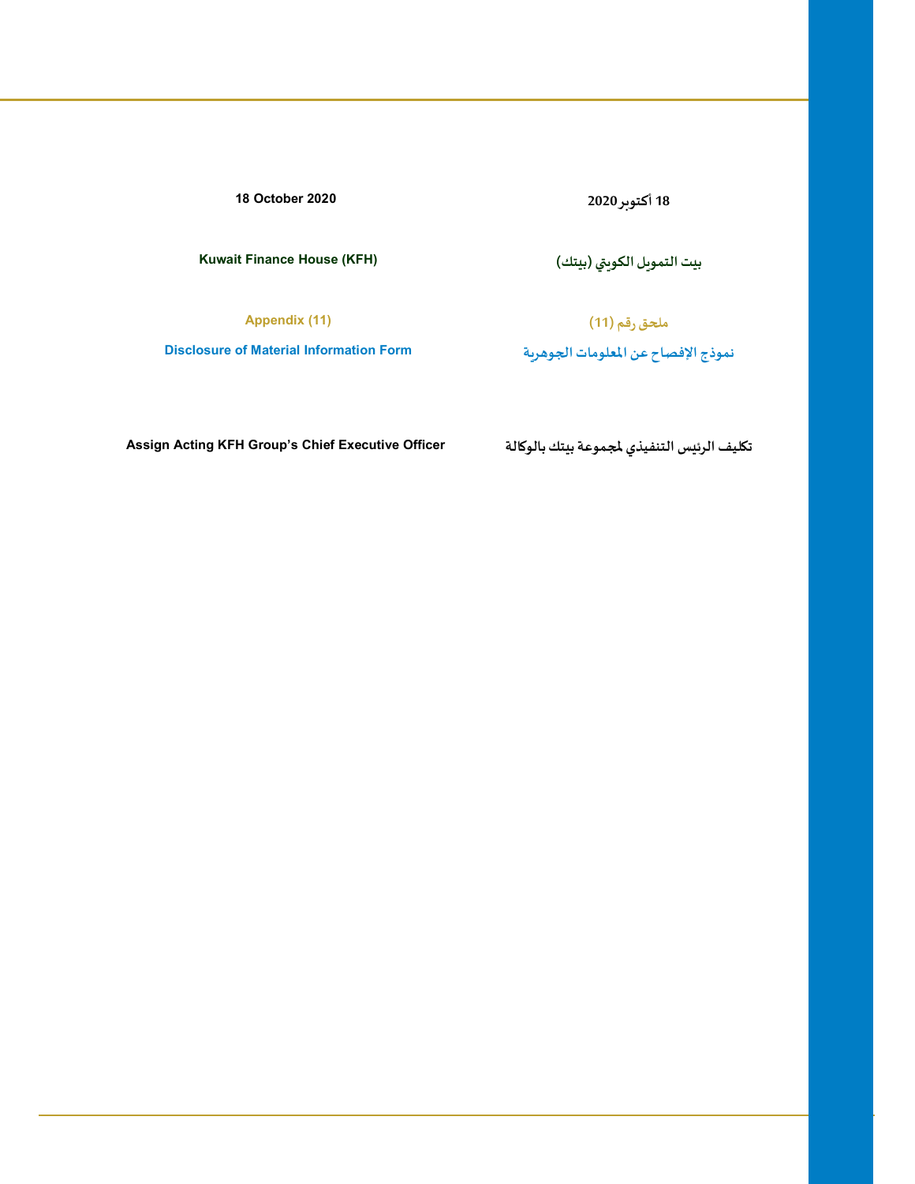18 October 2020

18 أكتوبر 2020

**Kuwait Finance House (KFH)**

**بيت التمويل الكويتي (بيتك)**

**Appendix (11)**

**ملحق رقم (11)**

**Disclosure of Material Information Form**

**نموذج الإفصاح عن المعلومات الجوهرية**

**Assign Acting KFH Group's Chief Executive Officer**

**تكليف الرئيس التنفيذي لمجموعة بيتك بالوكالة**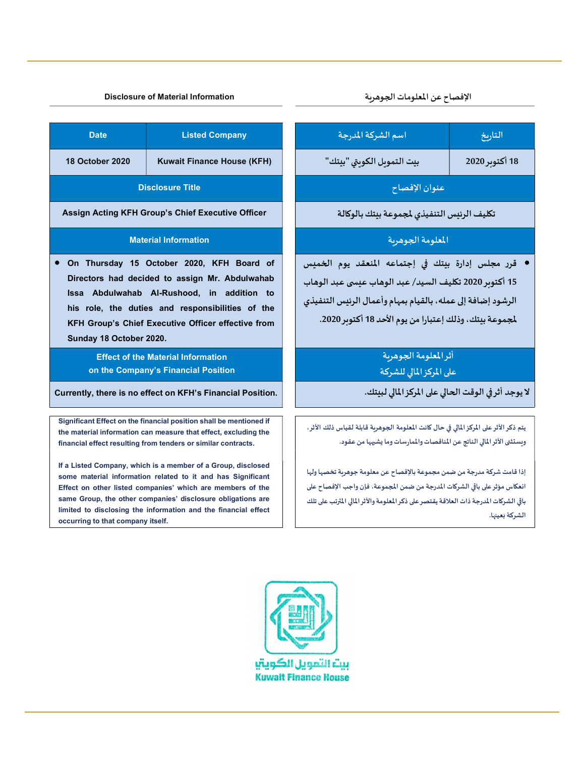## Disclosure of Material Information

| Date | Listed Company |
|---|---|
| 18 October 2020 | Kuwait Finance House (KFH) |

| Disclosure Title |
|---|
| Assign Acting KFH Group's Chief Executive Officer |

| Material Information |
|---|
| • On Thursday 15 October 2020, KFH Board of Directors had decided to assign Mr. Abdulwahab Issa Abdulwahab Al-Rushood, in addition to his role, the duties and responsibilities of the KFH Group's Chief Executive Officer effective from Sunday 18 October 2020. |

| Effect of the Material Information on the Company's Financial Position |
|---|
| Currently, there is no effect on KFH's Financial Position. |

Significant Effect on the financial position shall be mentioned if the material information can measure that effect, excluding the financial effect resulting from tenders or similar contracts.

If a Listed Company, which is a member of a Group, disclosed some material information related to it and has Significant Effect on other listed companies' which are members of the same Group, the other companies' disclosure obligations are limited to disclosing the information and the financial effect occurring to that company itself.

## الإفصاح عن المعلومات الجوهرية

| اسم الشركة المدرجة | التاريخ |
|---|---|
| بيت التمويل الكويتي "بيتك" | 18 أكتوبر 2020 |

| عنوان الإفصاح |
|---|
| تكليف الرئيس التنفيذي لمجموعة بيتك بالوكالة |

| المعلومة الجوهرية |
|---|
| • قرر مجلس إدارة بيتك في إجتماعه المنعقد يوم الخميس 15 أكتوبر 2020 تكليف السيد/ عبد الوهاب عيسى عبد الوهاب الرشود إضافة إلى عمله، بالقيام بمهام وأعمال الرئيس التنفيذي لمجموعة بيتك، وذلك إعتبارا من يوم الأحد 18 أكتوبر 2020. |

| أثر المعلومة الجوهرية على المركز المالي للشركة |
|---|
| لا يوجد أثر في الوقت الحالي على المركز المالي لبيتك. |

يتم ذكر الأثر على المركز المالي في حال كانت المعلومة الجوهرية قابلة لقياس ذلك الأثر، ويستثنى الأثر المالي الناتج عن المناقصات والممارسات وما يشبهها من عقود.

إذا قامت شركة مدرجة من ضمن مجموعة بالإفصاح عن معلومة جوهرية تخصها ولها انعكاس مؤثر على باقي الشركات المدرجة من ضمن المجموعة، فإن واجب الإفصاح على باقي الشركات المدرجة ذات العلاقة يقتصر على ذكر المعلومة والأثر المالي المترتب على تلك الشركة بعينها.

بيت التمويل الكويتي
Kuwait Finance House